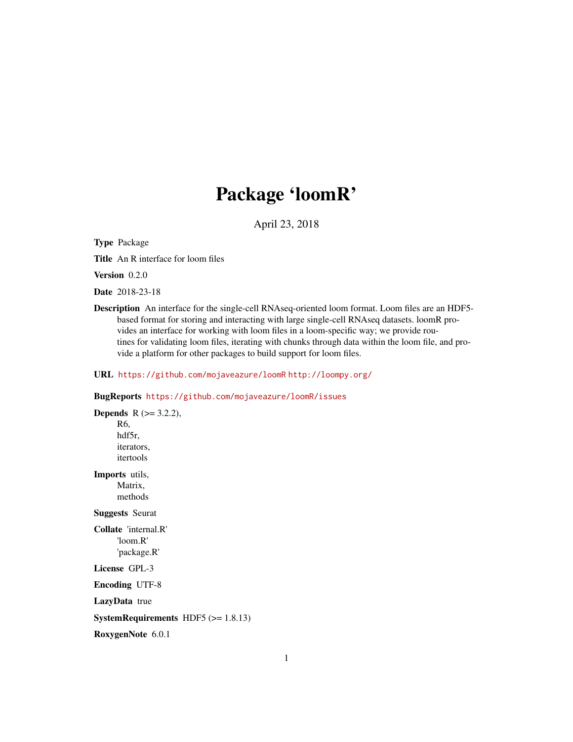# Package 'loomR'

April 23, 2018

**Type** Package

**Title** An R interface for loom files

**Version** 0.2.0

**Date** 2018-23-18

**Description** An interface for the single-cell RNAseq-oriented loom format. Loom files are an HDF5-based format for storing and interacting with large single-cell RNAseq datasets. loomR provides an interface for working with loom files in a loom-specific way; we provide routines for validating loom files, iterating with chunks through data within the loom file, and provide a platform for other packages to build support for loom files.

**URL** https://github.com/mojaveazure/loomR http://loompy.org/

**BugReports** https://github.com/mojaveazure/loomR/issues

**Depends** R (>= 3.2.2),
R6,
hdf5r,
iterators,
itertools

**Imports** utils,
Matrix,
methods

**Suggests** Seurat

**Collate** 'internal.R'
'loom.R'
'package.R'

**License** GPL-3

**Encoding** UTF-8

**LazyData** true

**SystemRequirements** HDF5 (>= 1.8.13)

**RoxygenNote** 6.0.1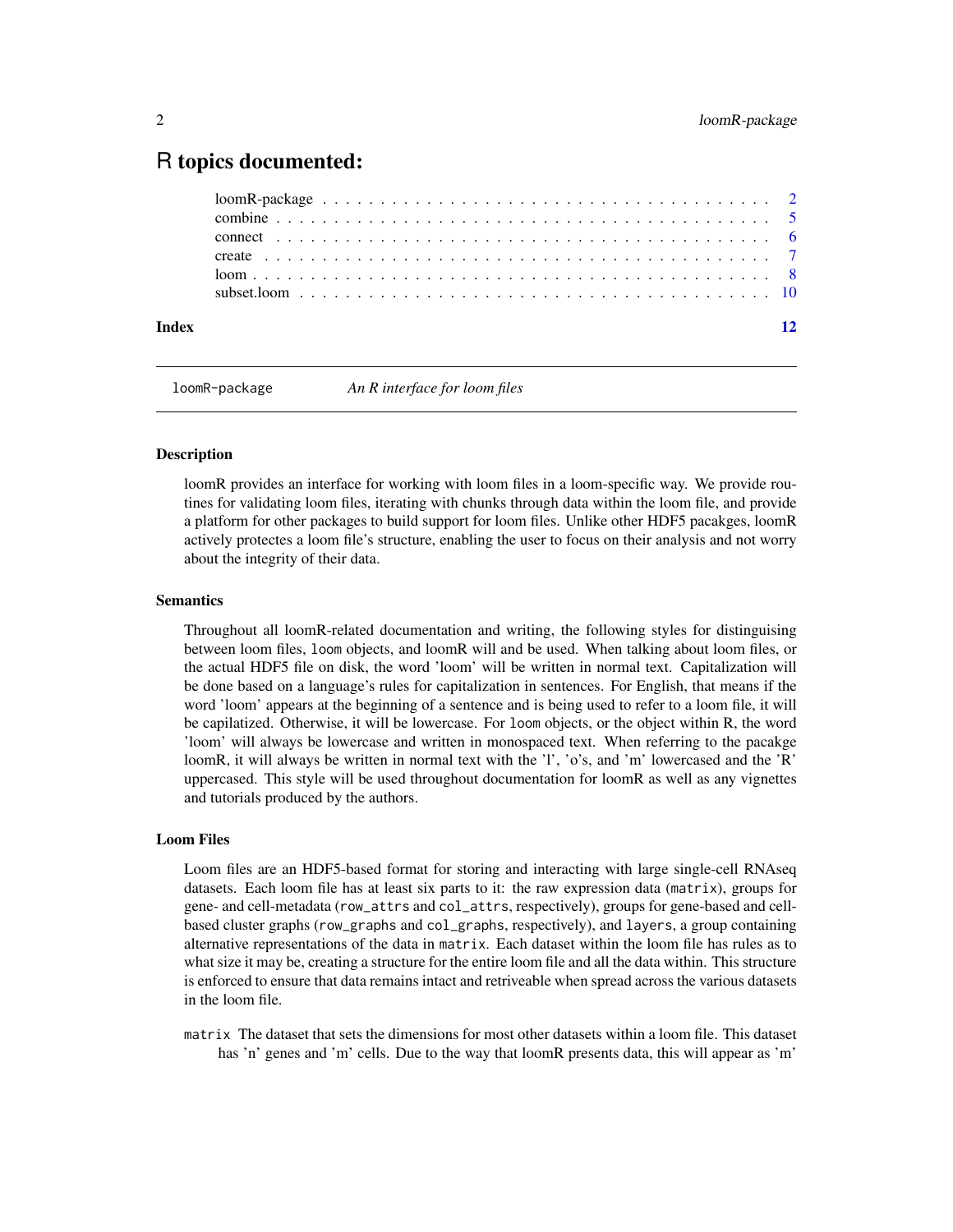# R topics documented:

- loomR-package . . . . . . . . . . . . . . . . . . . . . . . . . . . . . . . . . . . . . 2
- combine . . . . . . . . . . . . . . . . . . . . . . . . . . . . . . . . . . . . . . . . . 5
- connect . . . . . . . . . . . . . . . . . . . . . . . . . . . . . . . . . . . . . . . . . 6
- create . . . . . . . . . . . . . . . . . . . . . . . . . . . . . . . . . . . . . . . . . . 7
- loom . . . . . . . . . . . . . . . . . . . . . . . . . . . . . . . . . . . . . . . . . . . 8
- subset.loom . . . . . . . . . . . . . . . . . . . . . . . . . . . . . . . . . . . . . . 10

**Index** 12

---

`loomR-package` *An R interface for loom files*

---

### Description

loomR provides an interface for working with loom files in a loom-specific way. We provide routines for validating loom files, iterating with chunks through data within the loom file, and provide a platform for other packages to build support for loom files. Unlike other HDF5 pacakges, loomR actively protectes a loom file's structure, enabling the user to focus on their analysis and not worry about the integrity of their data.

### Semantics

Throughout all loomR-related documentation and writing, the following styles for distinguishing between loom files, `loom` objects, and loomR will and be used. When talking about loom files, or the actual HDF5 file on disk, the word 'loom' will be written in normal text. Capitalization will be done based on a language's rules for capitalization in sentences. For English, that means if the word 'loom' appears at the beginning of a sentence and is being used to refer to a loom file, it will be capilatized. Otherwise, it will be lowercase. For `loom` objects, or the object within R, the word 'loom' will always be lowercase and written in monospaced text. When referring to the pacakge loomR, it will always be written in normal text with the 'l', 'o's, and 'm' lowercased and the 'R' uppercased. This style will be used throughout documentation for loomR as well as any vignettes and tutorials produced by the authors.

### Loom Files

Loom files are an HDF5-based format for storing and interacting with large single-cell RNAseq datasets. Each loom file has at least six parts to it: the raw expression data (`matrix`), groups for gene- and cell-metadata (`row_attrs` and `col_attrs`, respectively), groups for gene-based and cell-based cluster graphs (`row_graphs` and `col_graphs`, respectively), and `layers`, a group containing alternative representations of the data in `matrix`. Each dataset within the loom file has rules as to what size it may be, creating a structure for the entire loom file and all the data within. This structure is enforced to ensure that data remains intact and retriveable when spread across the various datasets in the loom file.

`matrix` The dataset that sets the dimensions for most other datasets within a loom file. This dataset has 'n' genes and 'm' cells. Due to the way that loomR presents data, this will appear as 'm'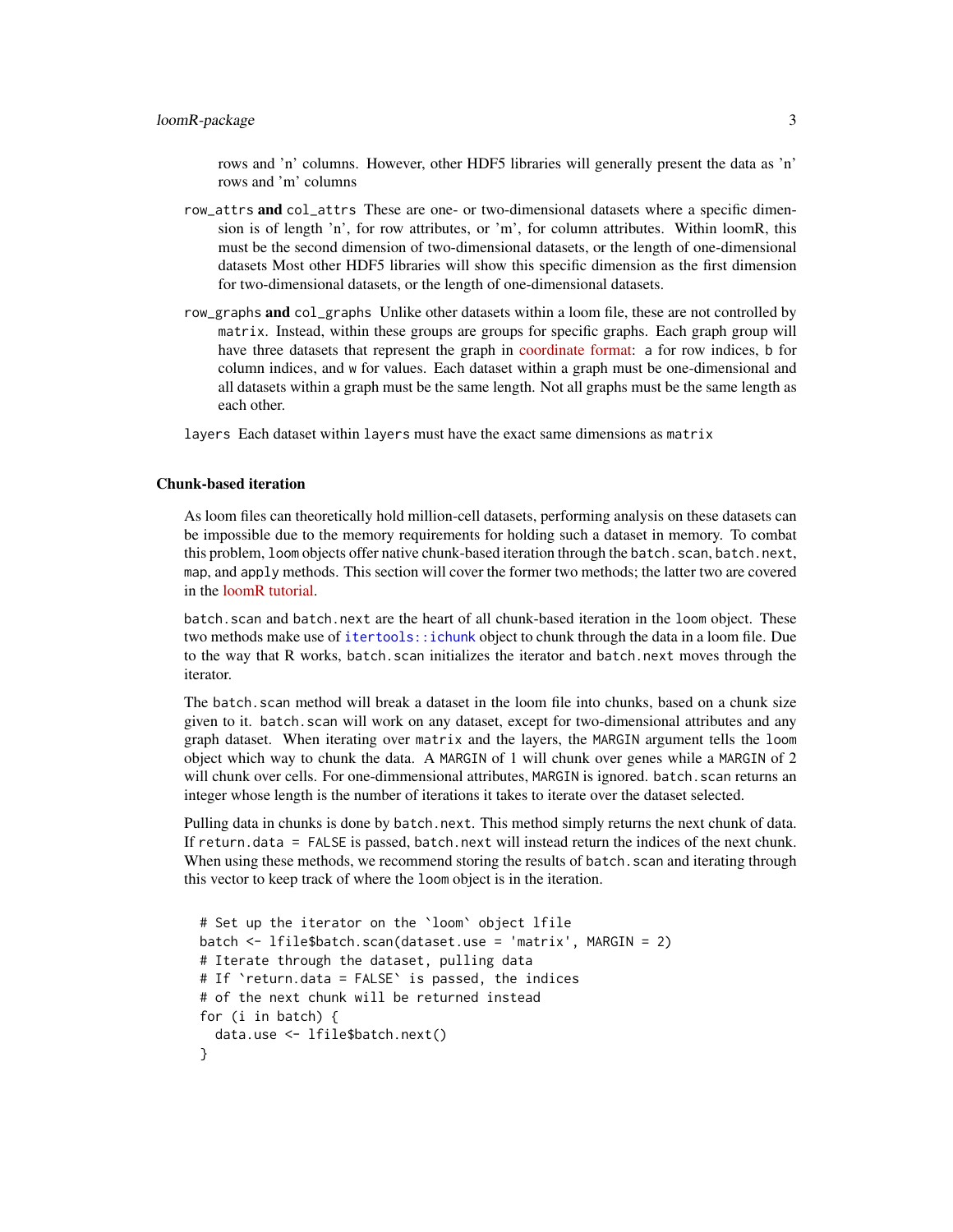rows and 'n' columns. However, other HDF5 libraries will generally present the data as 'n' rows and 'm' columns

`row_attrs` **and** `col_attrs` These are one- or two-dimensional datasets where a specific dimension is of length 'n', for row attributes, or 'm', for column attributes. Within loomR, this must be the second dimension of two-dimensional datasets, or the length of one-dimensional datasets Most other HDF5 libraries will show this specific dimension as the first dimension for two-dimensional datasets, or the length of one-dimensional datasets.

`row_graphs` **and** `col_graphs` Unlike other datasets within a loom file, these are not controlled by `matrix`. Instead, within these groups are groups for specific graphs. Each graph group will have three datasets that represent the graph in coordinate format: `a` for row indices, `b` for column indices, and `w` for values. Each dataset within a graph must be one-dimensional and all datasets within a graph must be the same length. Not all graphs must be the same length as each other.

`layers` Each dataset within `layers` must have the exact same dimensions as `matrix`

### Chunk-based iteration

As loom files can theoretically hold million-cell datasets, performing analysis on these datasets can be impossible due to the memory requirements for holding such a dataset in memory. To combat this problem, `loom` objects offer native chunk-based iteration through the `batch.scan`, `batch.next`, `map`, and `apply` methods. This section will cover the former two methods; the latter two are covered in the loomR tutorial.

`batch.scan` and `batch.next` are the heart of all chunk-based iteration in the `loom` object. These two methods make use of `itertools::ichunk` object to chunk through the data in a loom file. Due to the way that R works, `batch.scan` initializes the iterator and `batch.next` moves through the iterator.

The `batch.scan` method will break a dataset in the loom file into chunks, based on a chunk size given to it. `batch.scan` will work on any dataset, except for two-dimensional attributes and any graph dataset. When iterating over `matrix` and the layers, the `MARGIN` argument tells the `loom` object which way to chunk the data. A `MARGIN` of 1 will chunk over genes while a `MARGIN` of 2 will chunk over cells. For one-dimmensional attributes, `MARGIN` is ignored. `batch.scan` returns an integer whose length is the number of iterations it takes to iterate over the dataset selected.

Pulling data in chunks is done by `batch.next`. This method simply returns the next chunk of data. If `return.data = FALSE` is passed, `batch.next` will instead return the indices of the next chunk. When using these methods, we recommend storing the results of `batch.scan` and iterating through this vector to keep track of where the `loom` object is in the iteration.

```
# Set up the iterator on the `loom` object lfile
batch <- lfile$batch.scan(dataset.use = 'matrix', MARGIN = 2)
# Iterate through the dataset, pulling data
# If `return.data = FALSE` is passed, the indices
# of the next chunk will be returned instead
for (i in batch) {
  data.use <- lfile$batch.next()
}
```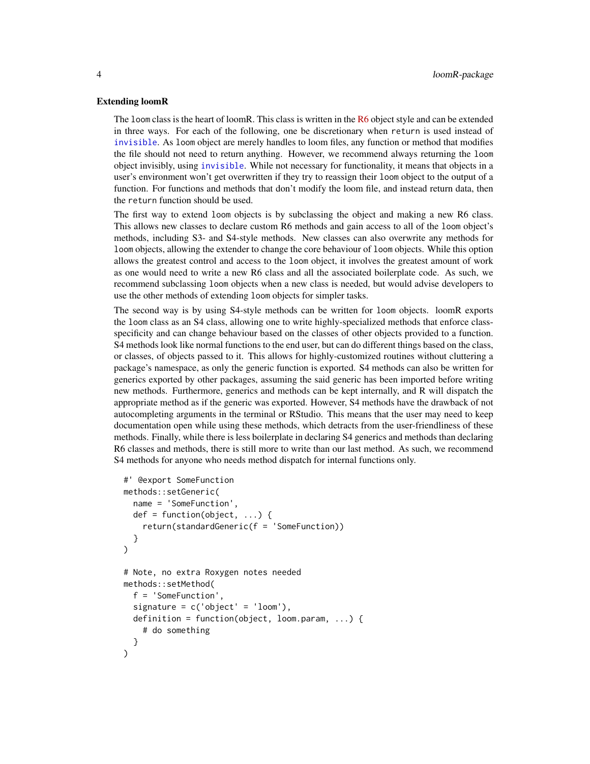### Extending loomR

The `loom` class is the heart of loomR. This class is written in the R6 object style and can be extended in three ways. For each of the following, one be discretionary when `return` is used instead of `invisible`. As `loom` object are merely handles to loom files, any function or method that modifies the file should not need to return anything. However, we recommend always returning the `loom` object invisibly, using `invisible`. While not necessary for functionality, it means that objects in a user's environment won't get overwritten if they try to reassign their `loom` object to the output of a function. For functions and methods that don't modify the loom file, and instead return data, then the `return` function should be used.

The first way to extend `loom` objects is by subclassing the object and making a new R6 class. This allows new classes to declare custom R6 methods and gain access to all of the `loom` object's methods, including S3- and S4-style methods. New classes can also overwrite any methods for `loom` objects, allowing the extender to change the core behaviour of `loom` objects. While this option allows the greatest control and access to the `loom` object, it involves the greatest amount of work as one would need to write a new R6 class and all the associated boilerplate code. As such, we recommend subclassing `loom` objects when a new class is needed, but would advise developers to use the other methods of extending `loom` objects for simpler tasks.

The second way is by using S4-style methods can be written for `loom` objects. loomR exports the `loom` class as an S4 class, allowing one to write highly-specialized methods that enforce class-specificity and can change behaviour based on the classes of other objects provided to a function. S4 methods look like normal functions to the end user, but can do different things based on the class, or classes, of objects passed to it. This allows for highly-customized routines without cluttering a package's namespace, as only the generic function is exported. S4 methods can also be written for generics exported by other packages, assuming the said generic has been imported before writing new methods. Furthermore, generics and methods can be kept internally, and R will dispatch the appropriate method as if the generic was exported. However, S4 methods have the drawback of not autocompleting arguments in the terminal or RStudio. This means that the user may need to keep documentation open while using these methods, which detracts from the user-friendliness of these methods. Finally, while there is less boilerplate in declaring S4 generics and methods than declaring R6 classes and methods, there is still more to write than our last method. As such, we recommend S4 methods for anyone who needs method dispatch for internal functions only.

```
#' @export SomeFunction
methods::setGeneric(
  name = 'SomeFunction',
  def = function(object, ...) {
    return(standardGeneric(f = 'SomeFunction))
  }
)

# Note, no extra Roxygen notes needed
methods::setMethod(
  f = 'SomeFunction',
  signature = c('object' = 'loom'),
  definition = function(object, loom.param, ...) {
    # do something
  }
)
```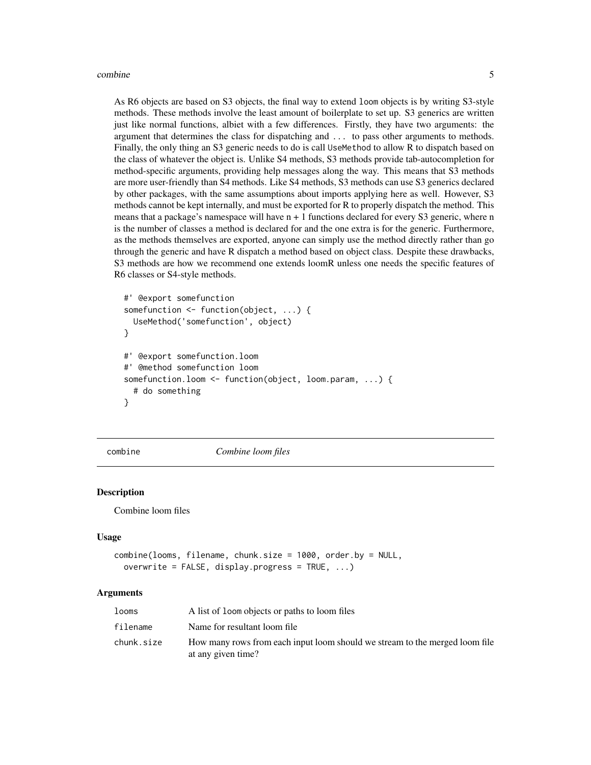As R6 objects are based on S3 objects, the final way to extend `loom` objects is by writing S3-style methods. These methods involve the least amount of boilerplate to set up. S3 generics are written just like normal functions, albeit with a few differences. Firstly, they have two arguments: the argument that determines the class for dispatching and `...` to pass other arguments to methods. Finally, the only thing an S3 generic needs to do is call `UseMethod` to allow R to dispatch based on the class of whatever the object is. Unlike S4 methods, S3 methods provide tab-autocompletion for method-specific arguments, providing help messages along the way. This means that S3 methods are more user-friendly than S4 methods. Like S4 methods, S3 methods can use S3 generics declared by other packages, with the same assumptions about imports applying here as well. However, S3 methods cannot be kept internally, and must be exported for R to properly dispatch the method. This means that a package's namespace will have n + 1 functions declared for every S3 generic, where n is the number of classes a method is declared for and the one extra is for the generic. Furthermore, as the methods themselves are exported, anyone can simply use the method directly rather than go through the generic and have R dispatch a method based on object class. Despite these drawbacks, S3 methods are how we recommend one extends loomR unless one needs the specific features of R6 classes or S4-style methods.

```
#' @export somefunction
somefunction <- function(object, ...) {
  UseMethod('somefunction', object)
}

#' @export somefunction.loom
#' @method somefunction loom
somefunction.loom <- function(object, loom.param, ...) {
  # do something
}
```

---

## combine — *Combine loom files*

### Description

Combine loom files

### Usage

```
combine(looms, filename, chunk.size = 1000, order.by = NULL,
  overwrite = FALSE, display.progress = TRUE, ...)
```

### Arguments

| | |
|---|---|
| `looms` | A list of `loom` objects or paths to loom files |
| `filename` | Name for resultant loom file |
| `chunk.size` | How many rows from each input loom should we stream to the merged loom file at any given time? |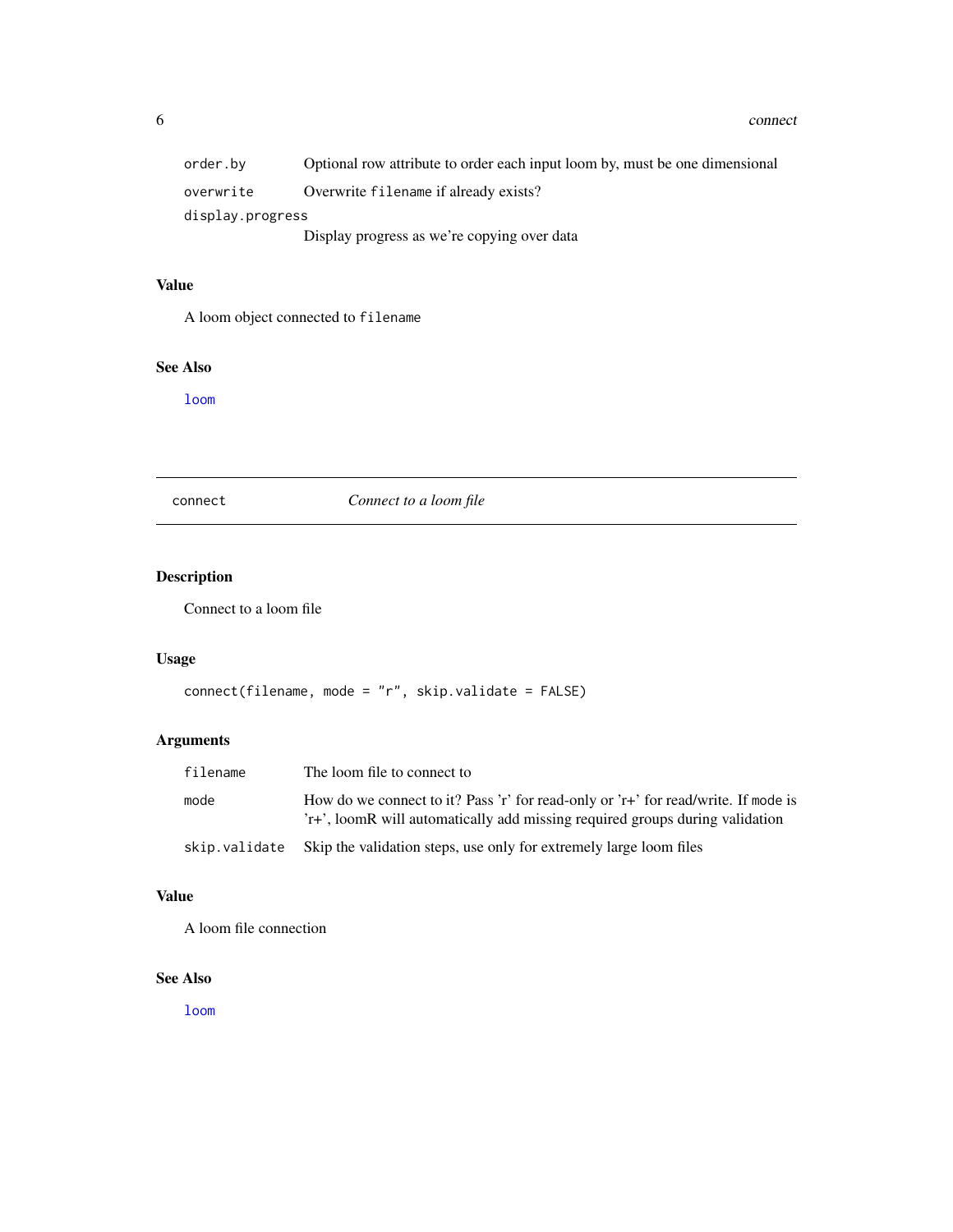| | |
|---|---|
| `order.by` | Optional row attribute to order each input loom by, must be one dimensional |
| `overwrite` | Overwrite `filename` if already exists? |
| `display.progress` | Display progress as we're copying over data |

### Value

A loom object connected to `filename`

### See Also

loom

---

## connect — *Connect to a loom file*

### Description

Connect to a loom file

### Usage

```
connect(filename, mode = "r", skip.validate = FALSE)
```

### Arguments

| | |
|---|---|
| `filename` | The loom file to connect to |
| `mode` | How do we connect to it? Pass 'r' for read-only or 'r+' for read/write. If `mode` is 'r+', loomR will automatically add missing required groups during validation |
| `skip.validate` | Skip the validation steps, use only for extremely large loom files |

### Value

A loom file connection

### See Also

loom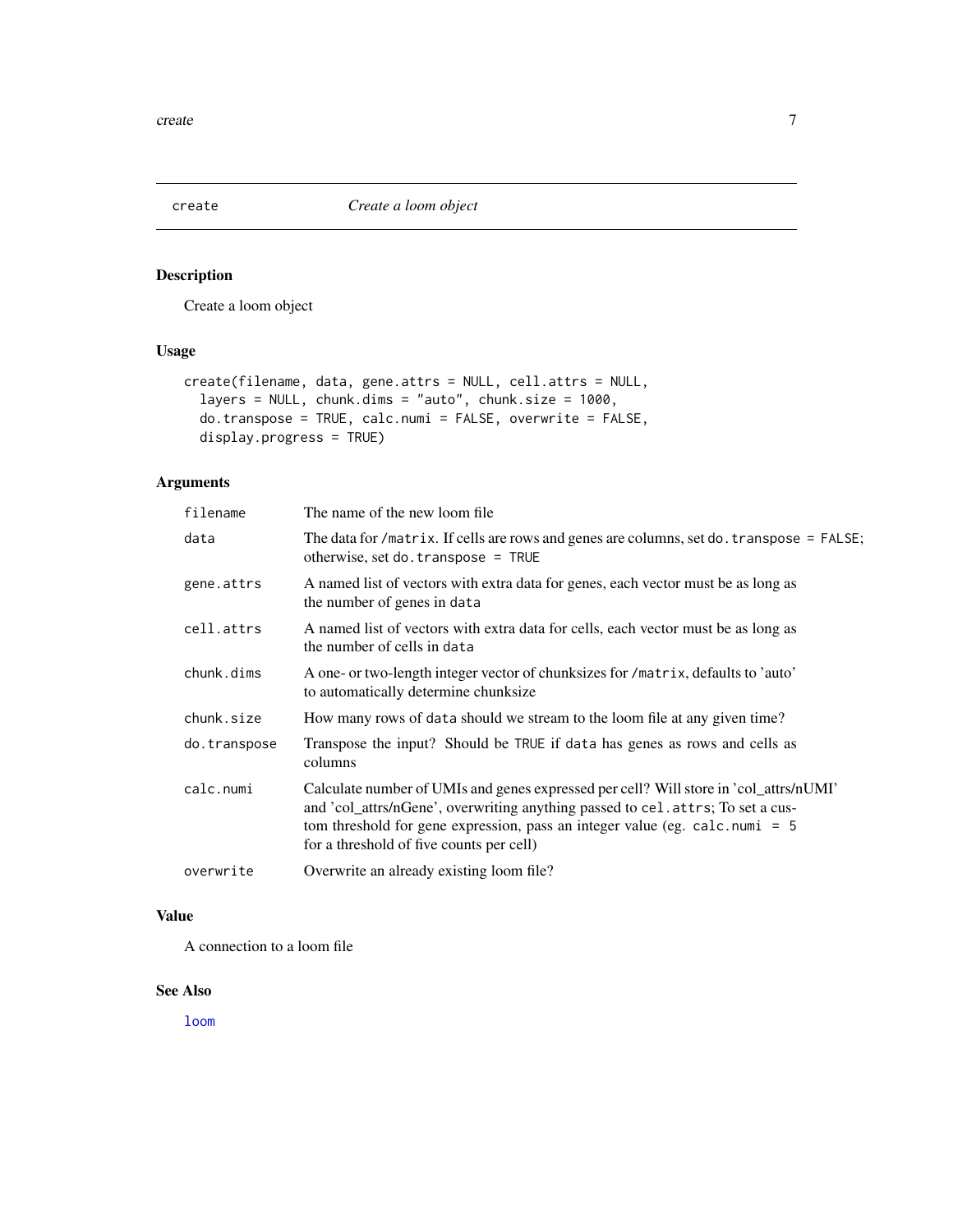# create — *Create a loom object*

## Description

Create a loom object

## Usage

```
create(filename, data, gene.attrs = NULL, cell.attrs = NULL,
  layers = NULL, chunk.dims = "auto", chunk.size = 1000,
  do.transpose = TRUE, calc.numi = FALSE, overwrite = FALSE,
  display.progress = TRUE)
```

## Arguments

| | |
|---|---|
| `filename` | The name of the new loom file |
| `data` | The data for `/matrix`. If cells are rows and genes are columns, set `do.transpose = FALSE`; otherwise, set `do.transpose = TRUE` |
| `gene.attrs` | A named list of vectors with extra data for genes, each vector must be as long as the number of genes in `data` |
| `cell.attrs` | A named list of vectors with extra data for cells, each vector must be as long as the number of cells in `data` |
| `chunk.dims` | A one- or two-length integer vector of chunksizes for `/matrix`, defaults to 'auto' to automatically determine chunksize |
| `chunk.size` | How many rows of `data` should we stream to the loom file at any given time? |
| `do.transpose` | Transpose the input? Should be `TRUE` if `data` has genes as rows and cells as columns |
| `calc.numi` | Calculate number of UMIs and genes expressed per cell? Will store in 'col_attrs/nUMI' and 'col_attrs/nGene', overwriting anything passed to `cel.attrs`; To set a custom threshold for gene expression, pass an integer value (eg. `calc.numi = 5` for a threshold of five counts per cell) |
| `overwrite` | Overwrite an already existing loom file? |

## Value

A connection to a loom file

## See Also

loom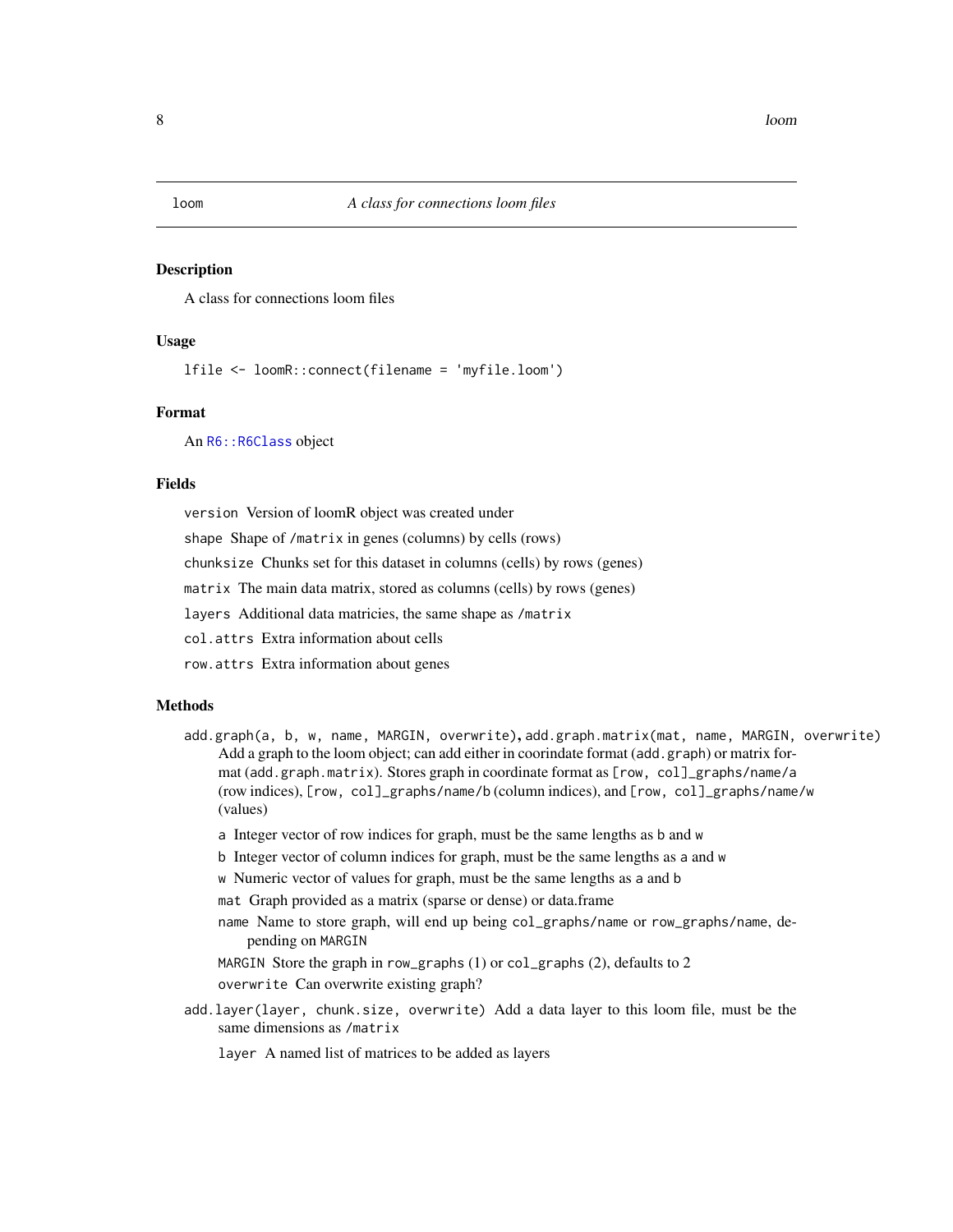# loom — *A class for connections loom files*

## Description

A class for connections loom files

## Usage

```
lfile <- loomR::connect(filename = 'myfile.loom')
```

## Format

An `R6::R6Class` object

## Fields

`version` Version of loomR object was created under

`shape` Shape of `/matrix` in genes (columns) by cells (rows)

`chunksize` Chunks set for this dataset in columns (cells) by rows (genes)

`matrix` The main data matrix, stored as columns (cells) by rows (genes)

`layers` Additional data matricies, the same shape as `/matrix`

`col.attrs` Extra information about cells

`row.attrs` Extra information about genes

## Methods

`add.graph(a, b, w, name, MARGIN, overwrite)`, `add.graph.matrix(mat, name, MARGIN, overwrite)` Add a graph to the loom object; can add either in coorindate format (`add.graph`) or matrix format (`add.graph.matrix`). Stores graph in coordinate format as `[row, col]_graphs/name/a` (row indices), `[row, col]_graphs/name/b` (column indices), and `[row, col]_graphs/name/w` (values)

- `a` Integer vector of row indices for graph, must be the same lengths as `b` and `w`
- `b` Integer vector of column indices for graph, must be the same lengths as `a` and `w`
- `w` Numeric vector of values for graph, must be the same lengths as `a` and `b`
- `mat` Graph provided as a matrix (sparse or dense) or data.frame
- `name` Name to store graph, will end up being `col_graphs/name` or `row_graphs/name`, depending on `MARGIN`
- `MARGIN` Store the graph in `row_graphs` (1) or `col_graphs` (2), defaults to 2
- `overwrite` Can overwrite existing graph?

`add.layer(layer, chunk.size, overwrite)` Add a data layer to this loom file, must be the same dimensions as `/matrix`

- `layer` A named list of matrices to be added as layers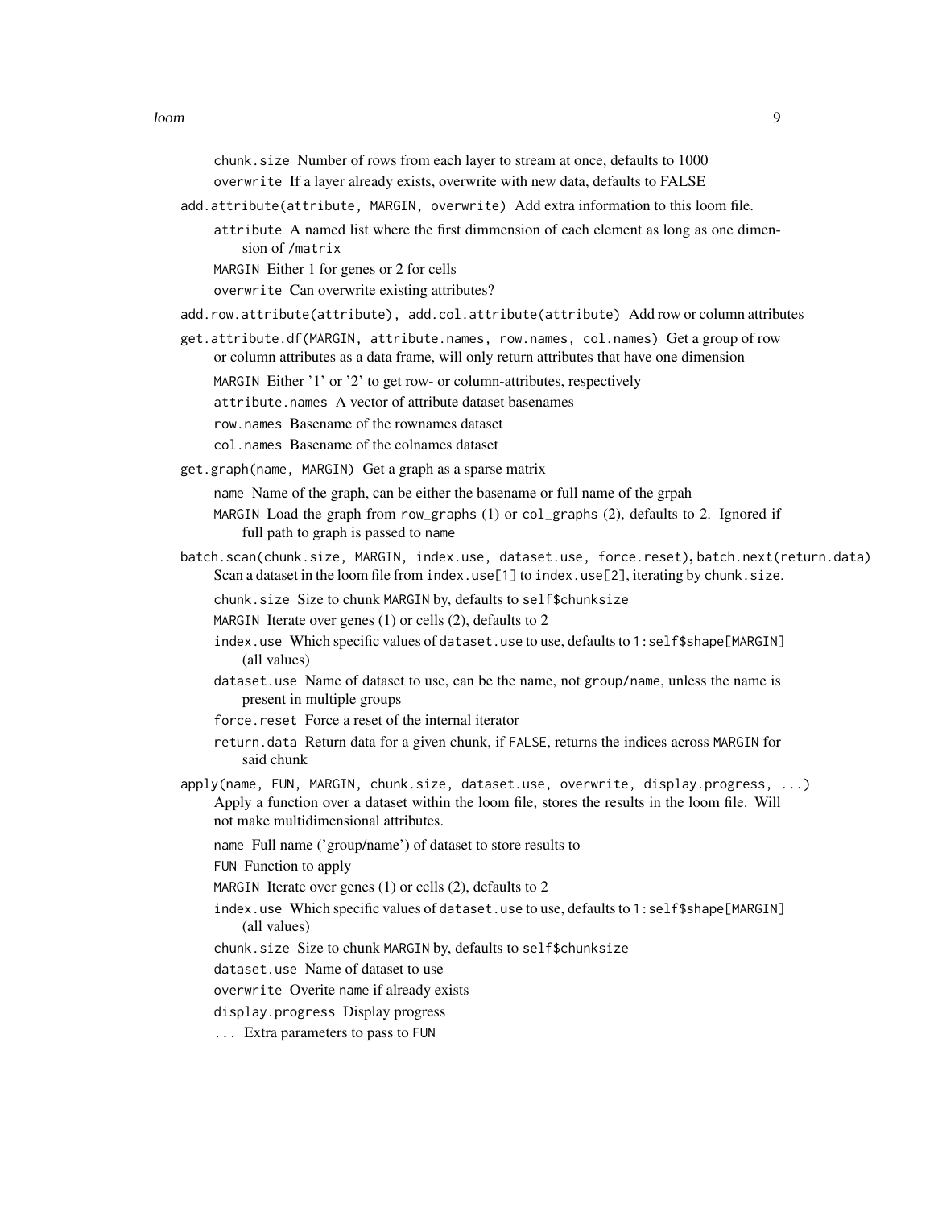`chunk.size` Number of rows from each layer to stream at once, defaults to 1000

`overwrite` If a layer already exists, overwrite with new data, defaults to FALSE

`add.attribute(attribute, MARGIN, overwrite)` Add extra information to this loom file.

- `attribute` A named list where the first dimmension of each element as long as one dimension of `/matrix`
- `MARGIN` Either 1 for genes or 2 for cells
- `overwrite` Can overwrite existing attributes?

`add.row.attribute(attribute), add.col.attribute(attribute)` Add row or column attributes

`get.attribute.df(MARGIN, attribute.names, row.names, col.names)` Get a group of row or column attributes as a data frame, will only return attributes that have one dimension

- `MARGIN` Either '1' or '2' to get row- or column-attributes, respectively
- `attribute.names` A vector of attribute dataset basenames
- `row.names` Basename of the rownames dataset
- `col.names` Basename of the colnames dataset

`get.graph(name, MARGIN)` Get a graph as a sparse matrix

- `name` Name of the graph, can be either the basename or full name of the grpah
- `MARGIN` Load the graph from `row_graphs` (1) or `col_graphs` (2), defaults to 2. Ignored if full path to graph is passed to `name`

`batch.scan(chunk.size, MARGIN, index.use, dataset.use, force.reset)`, `batch.next(return.data)` Scan a dataset in the loom file from `index.use[1]` to `index.use[2]`, iterating by `chunk.size`.

- `chunk.size` Size to chunk `MARGIN` by, defaults to `self$chunksize`
- `MARGIN` Iterate over genes (1) or cells (2), defaults to 2
- `index.use` Which specific values of `dataset.use` to use, defaults to `1:self$shape[MARGIN]` (all values)
- `dataset.use` Name of dataset to use, can be the name, not `group/name`, unless the name is present in multiple groups
- `force.reset` Force a reset of the internal iterator
- `return.data` Return data for a given chunk, if `FALSE`, returns the indices across `MARGIN` for said chunk

`apply(name, FUN, MARGIN, chunk.size, dataset.use, overwrite, display.progress, ...)` Apply a function over a dataset within the loom file, stores the results in the loom file. Will not make multidimensional attributes.

- `name` Full name ('group/name') of dataset to store results to
- `FUN` Function to apply
- `MARGIN` Iterate over genes (1) or cells (2), defaults to 2
- `index.use` Which specific values of `dataset.use` to use, defaults to `1:self$shape[MARGIN]` (all values)
- `chunk.size` Size to chunk `MARGIN` by, defaults to `self$chunksize`
- `dataset.use` Name of dataset to use
- `overwrite` Overite `name` if already exists
- `display.progress` Display progress
- `...` Extra parameters to pass to `FUN`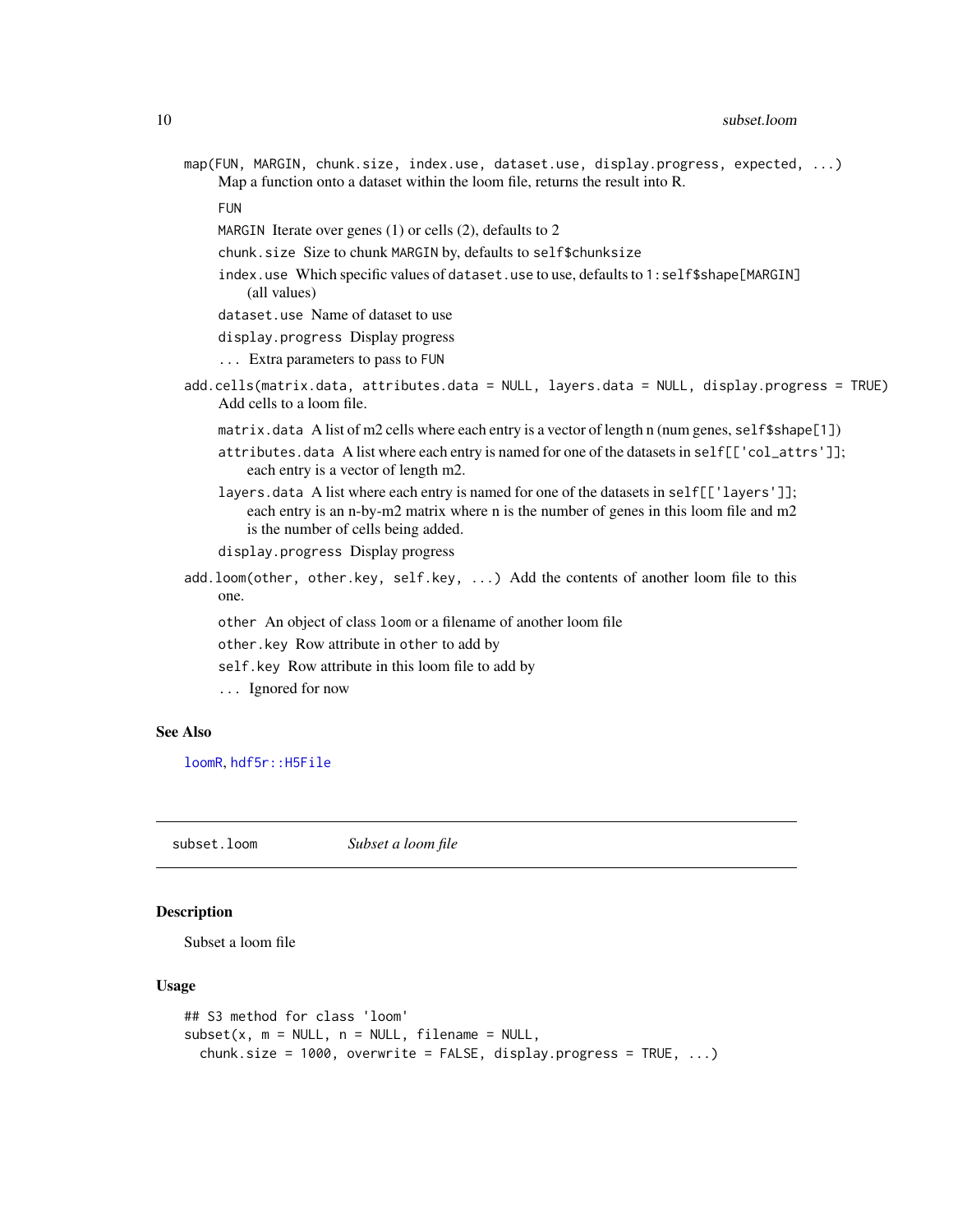`map(FUN, MARGIN, chunk.size, index.use, dataset.use, display.progress, expected, ...)`
Map a function onto a dataset within the loom file, returns the result into R.

- `FUN`
- `MARGIN` Iterate over genes (1) or cells (2), defaults to 2
- `chunk.size` Size to chunk `MARGIN` by, defaults to `self$chunksize`
- `index.use` Which specific values of `dataset.use` to use, defaults to `1:self$shape[MARGIN]` (all values)
- `dataset.use` Name of dataset to use
- `display.progress` Display progress
- `...` Extra parameters to pass to `FUN`

`add.cells(matrix.data, attributes.data = NULL, layers.data = NULL, display.progress = TRUE)`
Add cells to a loom file.

- `matrix.data` A list of m2 cells where each entry is a vector of length n (num genes, `self$shape[1]`)
- `attributes.data` A list where each entry is named for one of the datasets in `self[['col_attrs']]`; each entry is a vector of length m2.
- `layers.data` A list where each entry is named for one of the datasets in `self[['layers']]`; each entry is an n-by-m2 matrix where n is the number of genes in this loom file and m2 is the number of cells being added.
- `display.progress` Display progress

`add.loom(other, other.key, self.key, ...)` Add the contents of another loom file to this one.

- `other` An object of class `loom` or a filename of another loom file
- `other.key` Row attribute in `other` to add by
- `self.key` Row attribute in this loom file to add by
- `...` Ignored for now

### See Also

`loomR`, `hdf5r::H5File`

---

## subset.loom *Subset a loom file*

### Description

Subset a loom file

### Usage

```
## S3 method for class 'loom'
subset(x, m = NULL, n = NULL, filename = NULL,
  chunk.size = 1000, overwrite = FALSE, display.progress = TRUE, ...)
```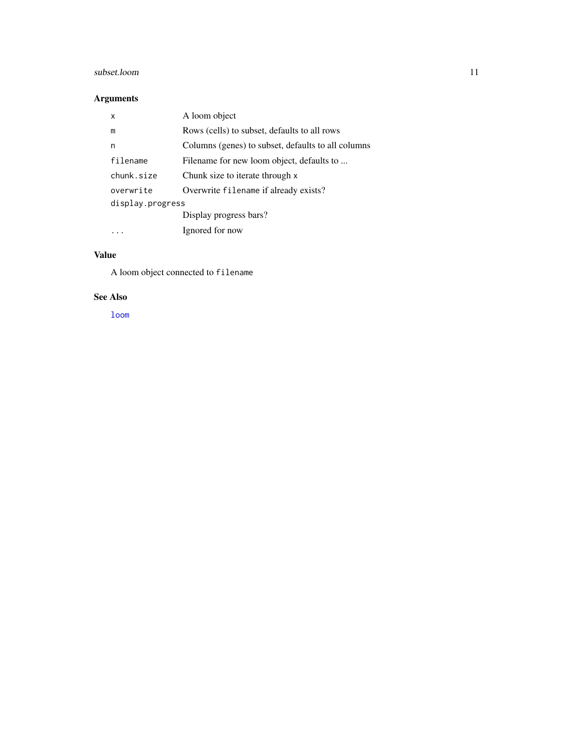### Arguments

| | |
|---|---|
| `x` | A loom object |
| `m` | Rows (cells) to subset, defaults to all rows |
| `n` | Columns (genes) to subset, defaults to all columns |
| `filename` | Filename for new loom object, defaults to ... |
| `chunk.size` | Chunk size to iterate through `x` |
| `overwrite` | Overwrite `filename` if already exists? |
| `display.progress` | Display progress bars? |
| `...` | Ignored for now |

### Value

A loom object connected to `filename`

### See Also

`loom`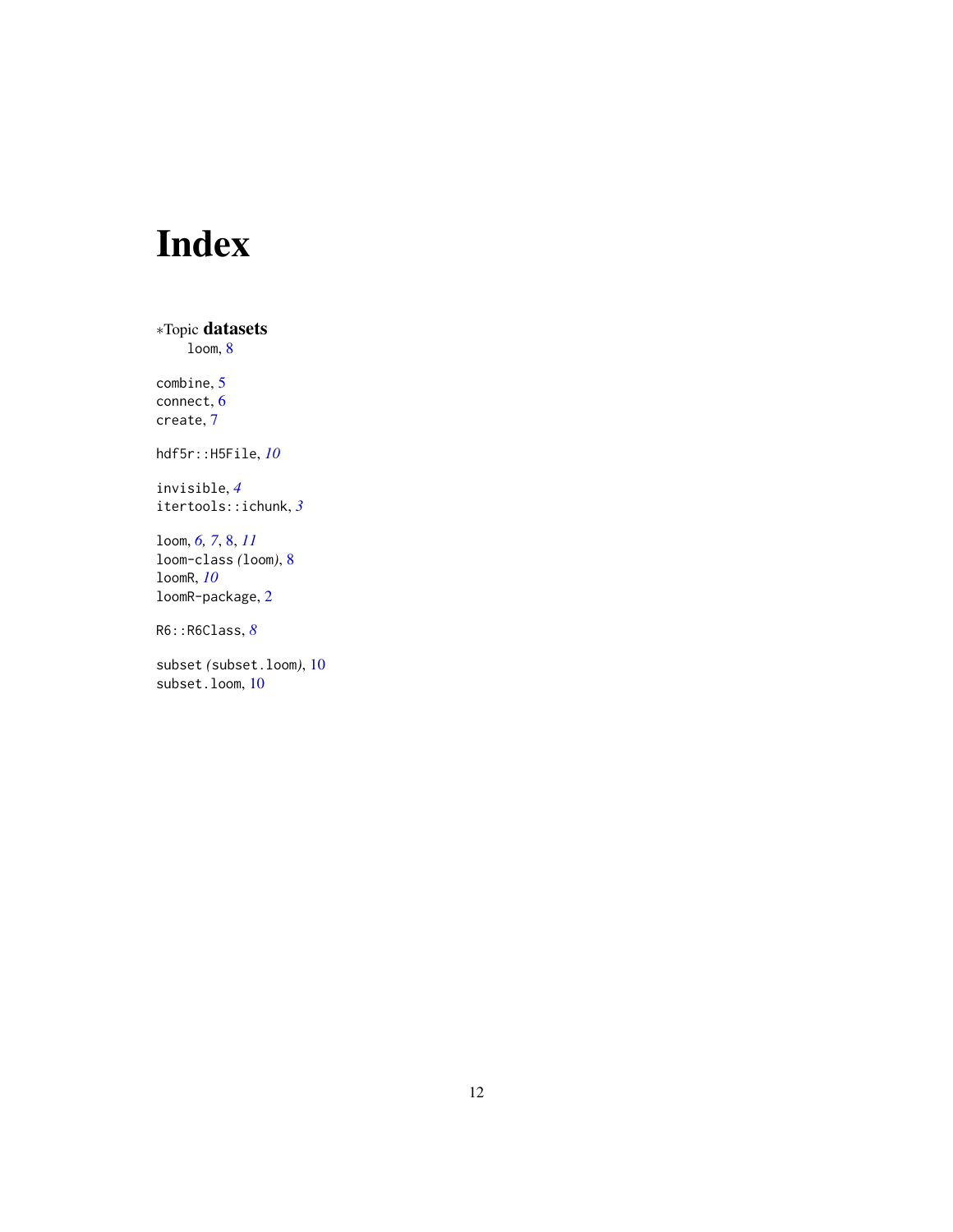# Index

*Topic **datasets**
  loom, 8

combine, 5
connect, 6
create, 7

hdf5r::H5File, *10*

invisible, *4*
itertools::ichunk, *3*

loom, *6, 7*, 8, *11*
loom-class (loom), 8
loomR, *10*
loomR-package, 2

R6::R6Class, *8*

subset (subset.loom), 10
subset.loom, 10